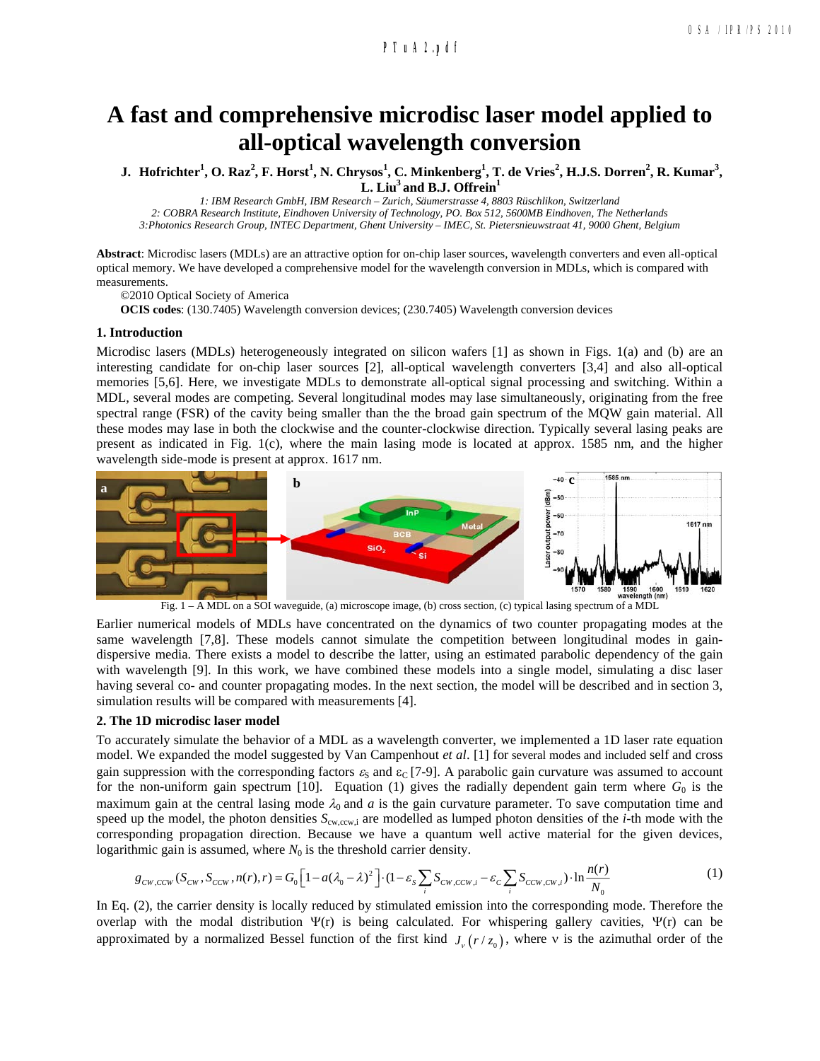# A fast and comprehensive microdisc laser model applied to all-optical wavelength conversion

**J. Hofrichter[1], O. Raz[2], F. Horst[1], N. Chrysos[1], C. Minkenberg[1], T. de Vries[2], H.J.S. Dorren[2], R. Kumar[3], L. Liu[3] and B.J. Offrein[1]**

*1: IBM Research GmbH, IBM Research – Zurich, Säumerstrasse 4, 8803 Rüschlikon, Switzerland*
*2: COBRA Research Institute, Eindhoven University of Technology, PO. Box 512, 5600MB Eindhoven, The Netherlands*
*3:Photonics Research Group, INTEC Department, Ghent University – IMEC, St. Pietersnieuwstraat 41, 9000 Ghent, Belgium*

**Abstract**: Microdisc lasers (MDLs) are an attractive option for on-chip laser sources, wavelength converters and even all-optical optical memory. We have developed a comprehensive model for the wavelength conversion in MDLs, which is compared with measurements.

©2010 Optical Society of America

**OCIS codes**: (130.7405) Wavelength conversion devices; (230.7405) Wavelength conversion devices

## 1. Introduction

Microdisc lasers (MDLs) heterogeneously integrated on silicon wafers [1] as shown in Figs. 1(a) and (b) are an interesting candidate for on-chip laser sources [2], all-optical wavelength converters [3,4] and also all-optical memories [5,6]. Here, we investigate MDLs to demonstrate all-optical signal processing and switching. Within a MDL, several modes are competing. Several longitudinal modes may lase simultaneously, originating from the free spectral range (FSR) of the cavity being smaller than the the broad gain spectrum of the MQW gain material. All these modes may lase in both the clockwise and the counter-clockwise direction. Typically several lasing peaks are present as indicated in Fig. 1(c), where the main lasing mode is located at approx. 1585 nm, and the higher wavelength side-mode is present at approx. 1617 nm.

Fig. 1 – A MDL on a SOI waveguide, (a) microscope image, (b) cross section, (c) typical lasing spectrum of a MDL

Earlier numerical models of MDLs have concentrated on the dynamics of two counter propagating modes at the same wavelength [7,8]. These models cannot simulate the competition between longitudinal modes in gain-dispersive media. There exists a model to describe the latter, using an estimated parabolic dependency of the gain with wavelength [9]. In this work, we have combined these models into a single model, simulating a disc laser having several co- and counter propagating modes. In the next section, the model will be described and in section 3, simulation results will be compared with measurements [4].

## 2. The 1D microdisc laser model

To accurately simulate the behavior of a MDL as a wavelength converter, we implemented a 1D laser rate equation model. We expanded the model suggested by Van Campenhout *et al.* [1] for several modes and included self and cross gain suppression with the corresponding factors $\varepsilon_S$ and $\varepsilon_C$ [7-9]. A parabolic gain curvature was assumed to account for the non-uniform gain spectrum [10]. Equation (1) gives the radially dependent gain term where $G_0$ is the maximum gain at the central lasing mode $\lambda_0$ and $a$ is the gain curvature parameter. To save computation time and speed up the model, the photon densities $S_{cw,ccw,i}$ are modelled as lumped photon densities of the $i$-th mode with the corresponding propagation direction. Because we have a quantum well active material for the given devices, logarithmic gain is assumed, where $N_0$ is the threshold carrier density.

$$g_{CW,CCW}(S_{CW}, S_{CCW}, n(r), r) = G_0\left[1 - a(\lambda_0 - \lambda)^2\right] \cdot (1 - \varepsilon_S \sum_i S_{CW,CCW,i} - \varepsilon_C \sum_i S_{CCW,CW,i}) \cdot \ln\frac{n(r)}{N_0} \tag{1}$$

In Eq. (2), the carrier density is locally reduced by stimulated emission into the corresponding mode. Therefore the overlap with the modal distribution $\Psi(r)$ is being calculated. For whispering gallery cavities, $\Psi(r)$ can be approximated by a normalized Bessel function of the first kind $J_\nu(r/z_0)$, where $\nu$ is the azimuthal order of the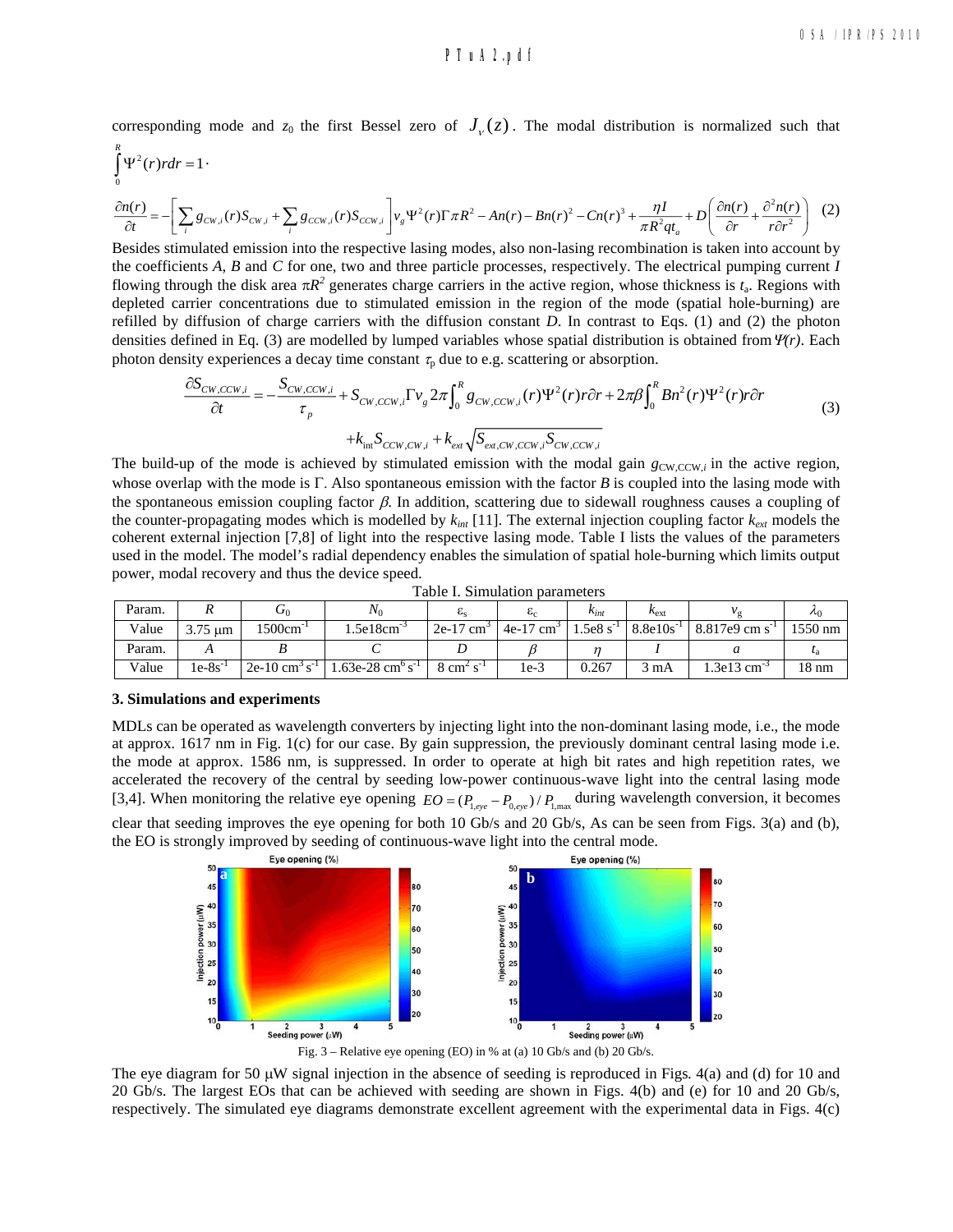corresponding mode and $z_0$ the first Bessel zero of $J_\nu(z)$. The modal distribution is normalized such that $\int_0^R \Psi^2(r) r dr = 1$.

$$\frac{\partial n(r)}{\partial t} = -\left[\sum_i g_{CW,i}(r) S_{CW,i} + \sum_i g_{CCW,i}(r) S_{CCW,i}\right] v_g \Psi^2(r) \Gamma \pi R^2 - An(r) - Bn(r)^2 - Cn(r)^3 + \frac{\eta I}{\pi R^2 q t_a} + D\left(\frac{\partial n(r)}{\partial r} + \frac{\partial^2 n(r)}{r \partial r^2}\right) \quad (2)$$

Besides stimulated emission into the respective lasing modes, also non-lasing recombination is taken into account by the coefficients *A*, *B* and *C* for one, two and three particle processes, respectively. The electrical pumping current *I* flowing through the disk area $\pi R^2$ generates charge carriers in the active region, whose thickness is $t_a$. Regions with depleted carrier concentrations due to stimulated emission in the region of the mode (spatial hole-burning) are refilled by diffusion of charge carriers with the diffusion constant *D*. In contrast to Eqs. (1) and (2) the photon densities defined in Eq. (3) are modelled by lumped variables whose spatial distribution is obtained from $\Psi(r)$. Each photon density experiences a decay time constant $\tau_p$ due to e.g. scattering or absorption.

$$\frac{\partial S_{CW,CCW,i}}{\partial t} = -\frac{S_{CW,CCW,i}}{\tau_p} + S_{CW,CCW,i} \Gamma v_g 2\pi \int_0^R g_{CW,CCW,i}(r) \Psi^2(r) r \partial r + 2\pi\beta \int_0^R Bn^2(r) \Psi^2(r) r \partial r$$
$$+ k_{int} S_{CCW,CW,i} + k_{ext} \sqrt{S_{ext,CW,CCW,i} S_{CW,CCW,i}} \quad (3)$$

The build-up of the mode is achieved by stimulated emission with the modal gain $g_{CW,CCW,i}$ in the active region, whose overlap with the mode is $\Gamma$. Also spontaneous emission with the factor *B* is coupled into the lasing mode with the spontaneous emission coupling factor $\beta$. In addition, scattering due to sidewall roughness causes a coupling of the counter-propagating modes which is modelled by $k_{int}$ [11]. The external injection coupling factor $k_{ext}$ models the coherent external injection [7,8] of light into the respective lasing mode. Table I lists the values of the parameters used in the model. The model's radial dependency enables the simulation of spatial hole-burning which limits output power, modal recovery and thus the device speed.

Table I. Simulation parameters

| Param. | $R$ | $G_0$ | $N_0$ | $\varepsilon_s$ | $\varepsilon_c$ | $k_{int}$ | $k_{ext}$ | $v_g$ | $\lambda_0$ |
|---|---|---|---|---|---|---|---|---|---|
| Value | 3.75 μm | 1500cm$^{-1}$ | 1.5e18cm$^{-3}$ | 2e-17 cm$^3$ | 4e-17 cm$^3$ | 1.5e8 s$^{-1}$ | 8.8e10s$^{-1}$ | 8.817e9 cm s$^{-1}$ | 1550 nm |
| Param. | $A$ | $B$ | $C$ | $D$ | $\beta$ | $\eta$ | $I$ | $a$ | $t_a$ |
| Value | 1e-8s$^{-1}$ | 2e-10 cm$^3$ s$^{-1}$ | 1.63e-28 cm$^6$ s$^{-1}$ | 8 cm$^2$ s$^{-1}$ | 1e-3 | 0.267 | 3 mA | 1.3e13 cm$^{-3}$ | 18 nm |

### 3. Simulations and experiments

MDLs can be operated as wavelength converters by injecting light into the non-dominant lasing mode, i.e., the mode at approx. 1617 nm in Fig. 1(c) for our case. By gain suppression, the previously dominant central lasing mode i.e. the mode at approx. 1586 nm, is suppressed. In order to operate at high bit rates and high repetition rates, we accelerated the recovery of the central by seeding low-power continuous-wave light into the central lasing mode [3,4]. When monitoring the relative eye opening $EO = (P_{1,eye} - P_{0,eye})/P_{1,max}$ during wavelength conversion, it becomes clear that seeding improves the eye opening for both 10 Gb/s and 20 Gb/s, As can be seen from Figs. 3(a) and (b), the EO is strongly improved by seeding of continuous-wave light into the central mode.

Fig. 3 – Relative eye opening (EO) in % at (a) 10 Gb/s and (b) 20 Gb/s.

The eye diagram for 50 μW signal injection in the absence of seeding is reproduced in Figs. 4(a) and (d) for 10 and 20 Gb/s. The largest EOs that can be achieved with seeding are shown in Figs. 4(b) and (e) for 10 and 20 Gb/s, respectively. The simulated eye diagrams demonstrate excellent agreement with the experimental data in Figs. 4(c)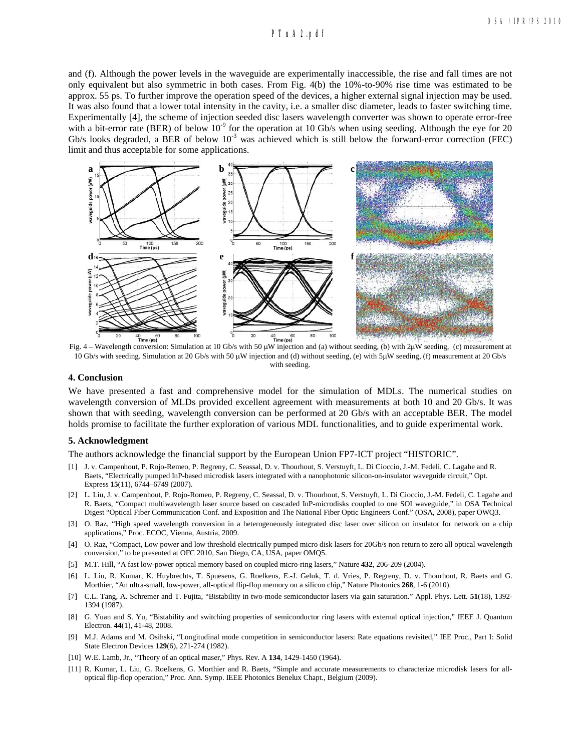and (f). Although the power levels in the waveguide are experimentally inaccessible, the rise and fall times are not only equivalent but also symmetric in both cases. From Fig. 4(b) the 10%-to-90% rise time was estimated to be approx. 55 ps. To further improve the operation speed of the devices, a higher external signal injection may be used. It was also found that a lower total intensity in the cavity, i.e. a smaller disc diameter, leads to faster switching time. Experimentally [4], the scheme of injection seeded disc lasers wavelength converter was shown to operate error-free with a bit-error rate (BER) of below $10^{-9}$ for the operation at 10 Gb/s when using seeding. Although the eye for 20 Gb/s looks degraded, a BER of below $10^{-3}$ was achieved which is still below the forward-error correction (FEC) limit and thus acceptable for some applications.

a
b
c
d
e
f
waveguide power (μW)
Time (ps)

Fig. 4 – Wavelength conversion: Simulation at 10 Gb/s with 50 μW injection and (a) without seeding, (b) with 2μW seeding, (c) measurement at 10 Gb/s with seeding. Simulation at 20 Gb/s with 50 μW injection and (d) without seeding, (e) with 5μW seeding, (f) measurement at 20 Gb/s with seeding.

### 4. Conclusion

We have presented a fast and comprehensive model for the simulation of MDLs. The numerical studies on wavelength conversion of MLDs provided excellent agreement with measurements at both 10 and 20 Gb/s. It was shown that with seeding, wavelength conversion can be performed at 20 Gb/s with an acceptable BER. The model holds promise to facilitate the further exploration of various MDL functionalities, and to guide experimental work.

### 5. Acknowledgment

The authors acknowledge the financial support by the European Union FP7-ICT project "HISTORIC".

[1] J. v. Campenhout, P. Rojo-Remeo, P. Regreny, C. Seassal, D. v. Thourhout, S. Verstuyft, L. Di Cioccio, J.-M. Fedeli, C. Lagahe and R. Baets, "Electrically pumped InP-based microdisk lasers integrated with a nanophotonic silicon-on-insulator waveguide circuit," Opt. Express **15**(11), 6744–6749 (2007).

[2] L. Liu, J. v. Campenhout, P. Rojo-Romeo, P. Regreny, C. Seassal, D. v. Thourhout, S. Verstuyft, L. Di Cioccio, J.-M. Fedeli, C. Lagahe and R. Baets, "Compact multiwavelength laser source based on cascaded InP-microdisks coupled to one SOI waveguide," in OSA Technical Digest "Optical Fiber Communication Conf. and Exposition and The National Fiber Optic Engineers Conf." (OSA, 2008), paper OWQ3.

[3] O. Raz, "High speed wavelength conversion in a heterogeneously integrated disc laser over silicon on insulator for network on a chip applications," Proc. ECOC, Vienna, Austria, 2009.

[4] O. Raz, "Compact, Low power and low threshold electrically pumped micro disk lasers for 20Gb/s non return to zero all optical wavelength conversion," to be presented at OFC 2010, San Diego, CA, USA, paper OMQ5.

[5] M.T. Hill, "A fast low-power optical memory based on coupled micro-ring lasers," Nature **432**, 206-209 (2004).

[6] L. Liu, R. Kumar, K. Huybrechts, T. Spuesens, G. Roelkens, E.-J. Geluk, T. d. Vries, P. Regreny, D. v. Thourhout, R. Baets and G. Morthier, "An ultra-small, low-power, all-optical flip-flop memory on a silicon chip," Nature Photonics **268**, 1-6 (2010).

[7] C.L. Tang, A. Schremer and T. Fujita, "Bistability in two-mode semiconductor lasers via gain saturation." Appl. Phys. Lett. **51**(18), 1392-1394 (1987).

[8] G. Yuan and S. Yu, "Bistability and switching properties of semiconductor ring lasers with external optical injection," IEEE J. Quantum Electron. **44**(1), 41-48, 2008.

[9] M.J. Adams and M. Osihski, "Longitudinal mode competition in semiconductor lasers: Rate equations revisited," IEE Proc., Part I: Solid State Electron Devices **129**(6), 271-274 (1982).

[10] W.E. Lamb, Jr., "Theory of an optical maser," Phys. Rev. A **134**, 1429-1450 (1964).

[11] R. Kumar, L. Liu, G. Roelkens, G. Morthier and R. Baets, "Simple and accurate measurements to characterize microdisk lasers for all-optical flip-flop operation," Proc. Ann. Symp. IEEE Photonics Benelux Chapt., Belgium (2009).